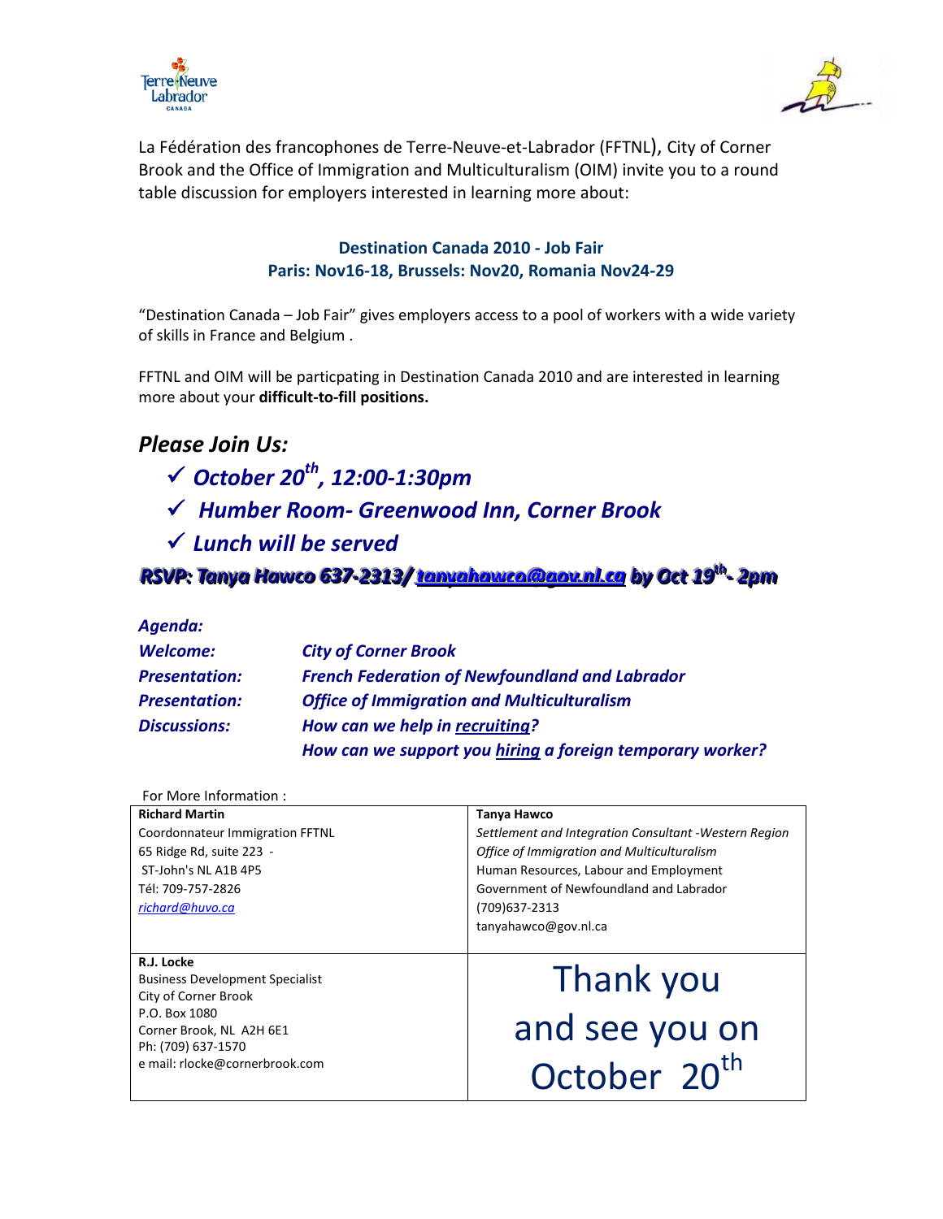La Fédération des francophones de Terre-Neuve-et-Labrador (FFTNL), City of Corner Brook and the Office of Immigration and Multiculturalism (OIM) invite you to a round table discussion for employers interested in learning more about:

**Destination Canada 2010 - Job Fair**
**Paris: Nov16-18, Brussels: Nov20, Romania Nov24-29**

"Destination Canada – Job Fair" gives employers access to a pool of workers with a wide variety of skills in France and Belgium .

FFTNL and OIM will be particpating in Destination Canada 2010 and are interested in learning more about your **difficult-to-fill positions.**

## *Please Join Us:*

- ✓ ***October 20th, 12:00-1:30pm***
- ✓ ***Humber Room- Greenwood Inn, Corner Brook***
- ✓ ***Lunch will be served***

***RSVP: Tanya Hawco 637-2313/ tanyahawco@gov.nl.ca by Oct 19th- 2pm***

***Agenda:***

| | |
|---|---|
| ***Welcome:*** | ***City of Corner Brook*** |
| ***Presentation:*** | ***French Federation of Newfoundland and Labrador*** |
| ***Presentation:*** | ***Office of Immigration and Multiculturalism*** |
| ***Discussions:*** | ***How can we help in recruiting?*** |
| | ***How can we support you hiring a foreign temporary worker?*** |

For More Information :

| | |
|---|---|
| **Richard Martin**<br>Coordonnateur Immigration FFTNL<br>65 Ridge Rd, suite 223 -<br>ST-John's NL A1B 4P5<br>Tél: 709-757-2826<br>*richard@huvo.ca* | **Tanya Hawco**<br>*Settlement and Integration Consultant -Western Region*<br>*Office of Immigration and Multiculturalism*<br>Human Resources, Labour and Employment<br>Government of Newfoundland and Labrador<br>(709)637-2313<br>tanyahawco@gov.nl.ca |
| **R.J. Locke**<br>Business Development Specialist<br>City of Corner Brook<br>P.O. Box 1080<br>Corner Brook, NL A2H 6E1<br>Ph: (709) 637-1570<br>e mail: rlocke@cornerbrook.com | Thank you and see you on October 20th |